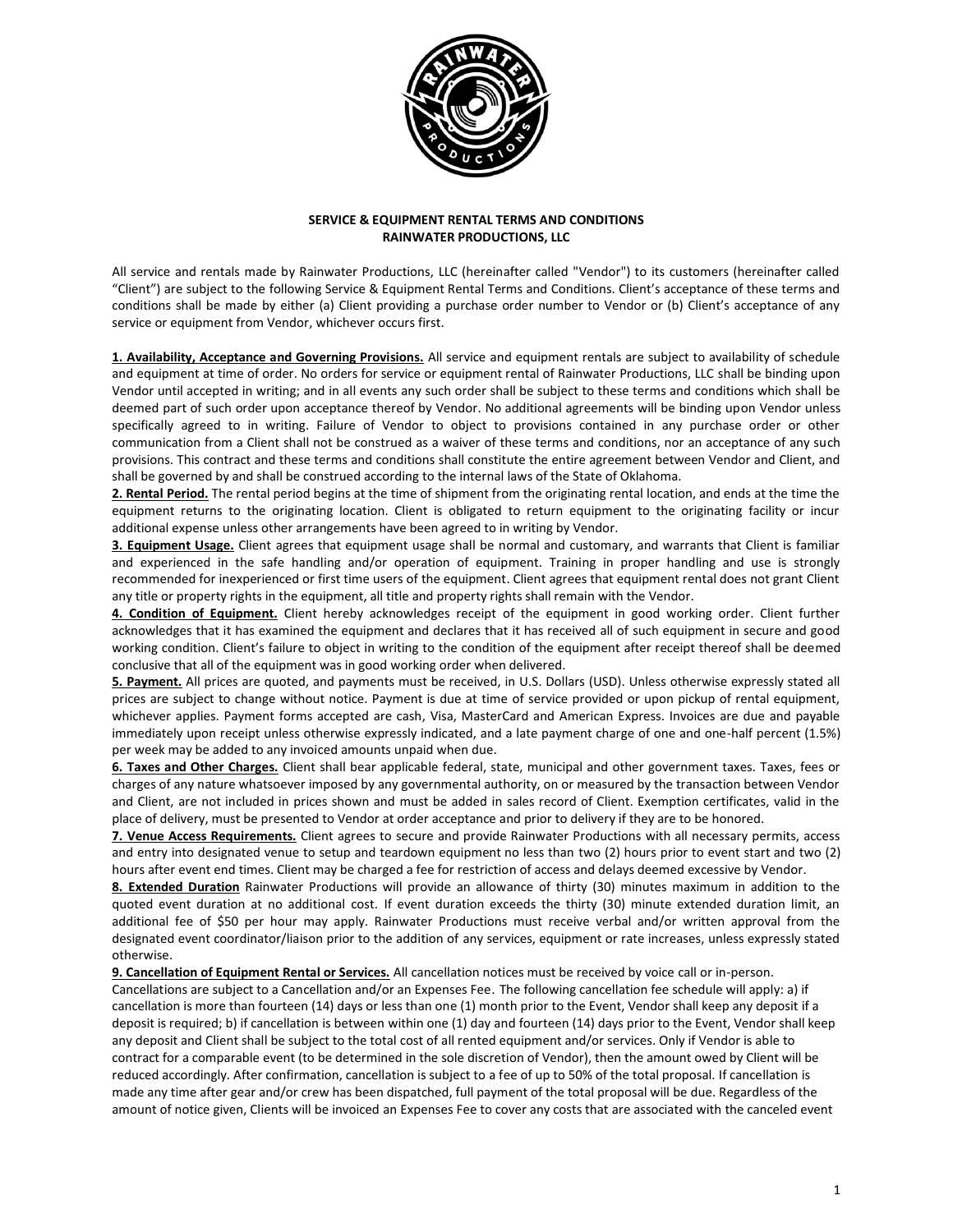**SERVICE & EQUIPMENT RENTAL TERMS AND CONDITIONS**
**RAINWATER PRODUCTIONS, LLC**

All service and rentals made by Rainwater Productions, LLC (hereinafter called "Vendor") to its customers (hereinafter called "Client") are subject to the following Service & Equipment Rental Terms and Conditions. Client's acceptance of these terms and conditions shall be made by either (a) Client providing a purchase order number to Vendor or (b) Client's acceptance of any service or equipment from Vendor, whichever occurs first.

**1. Availability, Acceptance and Governing Provisions.** All service and equipment rentals are subject to availability of schedule and equipment at time of order. No orders for service or equipment rental of Rainwater Productions, LLC shall be binding upon Vendor until accepted in writing; and in all events any such order shall be subject to these terms and conditions which shall be deemed part of such order upon acceptance thereof by Vendor. No additional agreements will be binding upon Vendor unless specifically agreed to in writing. Failure of Vendor to object to provisions contained in any purchase order or other communication from a Client shall not be construed as a waiver of these terms and conditions, nor an acceptance of any such provisions. This contract and these terms and conditions shall constitute the entire agreement between Vendor and Client, and shall be governed by and shall be construed according to the internal laws of the State of Oklahoma.

**2. Rental Period.** The rental period begins at the time of shipment from the originating rental location, and ends at the time the equipment returns to the originating location. Client is obligated to return equipment to the originating facility or incur additional expense unless other arrangements have been agreed to in writing by Vendor.

**3. Equipment Usage.** Client agrees that equipment usage shall be normal and customary, and warrants that Client is familiar and experienced in the safe handling and/or operation of equipment. Training in proper handling and use is strongly recommended for inexperienced or first time users of the equipment. Client agrees that equipment rental does not grant Client any title or property rights in the equipment, all title and property rights shall remain with the Vendor.

**4. Condition of Equipment.** Client hereby acknowledges receipt of the equipment in good working order. Client further acknowledges that it has examined the equipment and declares that it has received all of such equipment in secure and good working condition. Client's failure to object in writing to the condition of the equipment after receipt thereof shall be deemed conclusive that all of the equipment was in good working order when delivered.

**5. Payment.** All prices are quoted, and payments must be received, in U.S. Dollars (USD). Unless otherwise expressly stated all prices are subject to change without notice. Payment is due at time of service provided or upon pickup of rental equipment, whichever applies. Payment forms accepted are cash, Visa, MasterCard and American Express. Invoices are due and payable immediately upon receipt unless otherwise expressly indicated, and a late payment charge of one and one-half percent (1.5%) per week may be added to any invoiced amounts unpaid when due.

**6. Taxes and Other Charges.** Client shall bear applicable federal, state, municipal and other government taxes. Taxes, fees or charges of any nature whatsoever imposed by any governmental authority, on or measured by the transaction between Vendor and Client, are not included in prices shown and must be added in sales record of Client. Exemption certificates, valid in the place of delivery, must be presented to Vendor at order acceptance and prior to delivery if they are to be honored.

**7. Venue Access Requirements.** Client agrees to secure and provide Rainwater Productions with all necessary permits, access and entry into designated venue to setup and teardown equipment no less than two (2) hours prior to event start and two (2) hours after event end times. Client may be charged a fee for restriction of access and delays deemed excessive by Vendor.

**8. Extended Duration** Rainwater Productions will provide an allowance of thirty (30) minutes maximum in addition to the quoted event duration at no additional cost. If event duration exceeds the thirty (30) minute extended duration limit, an additional fee of $50 per hour may apply. Rainwater Productions must receive verbal and/or written approval from the designated event coordinator/liaison prior to the addition of any services, equipment or rate increases, unless expressly stated otherwise.

**9. Cancellation of Equipment Rental or Services.** All cancellation notices must be received by voice call or in-person. Cancellations are subject to a Cancellation and/or an Expenses Fee. The following cancellation fee schedule will apply: a) if cancellation is more than fourteen (14) days or less than one (1) month prior to the Event, Vendor shall keep any deposit if a deposit is required; b) if cancellation is between within one (1) day and fourteen (14) days prior to the Event, Vendor shall keep any deposit and Client shall be subject to the total cost of all rented equipment and/or services. Only if Vendor is able to contract for a comparable event (to be determined in the sole discretion of Vendor), then the amount owed by Client will be reduced accordingly. After confirmation, cancellation is subject to a fee of up to 50% of the total proposal. If cancellation is made any time after gear and/or crew has been dispatched, full payment of the total proposal will be due. Regardless of the amount of notice given, Clients will be invoiced an Expenses Fee to cover any costs that are associated with the canceled event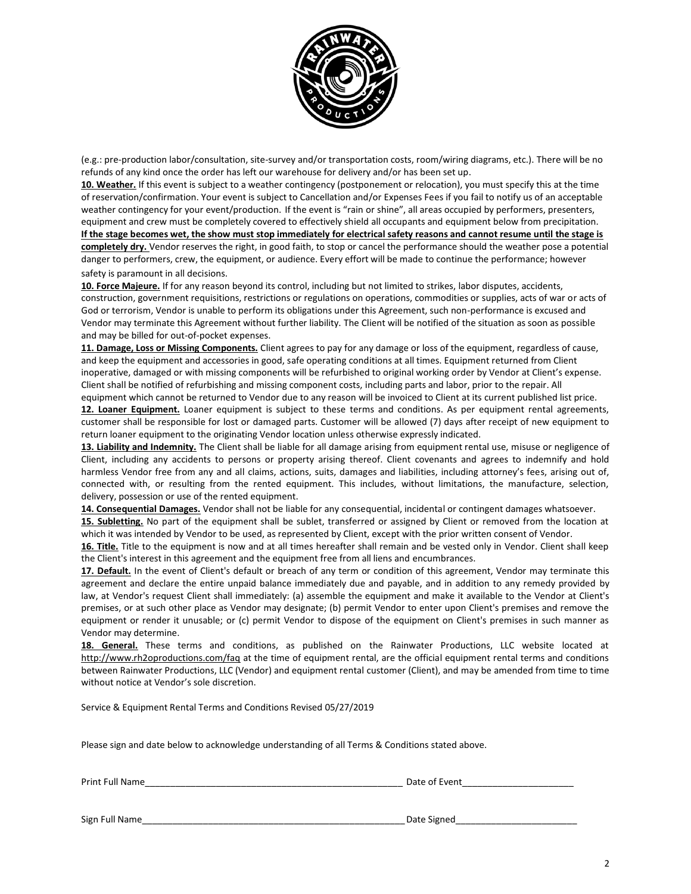(e.g.: pre-production labor/consultation, site-survey and/or transportation costs, room/wiring diagrams, etc.). There will be no refunds of any kind once the order has left our warehouse for delivery and/or has been set up.

**10. Weather.** If this event is subject to a weather contingency (postponement or relocation), you must specify this at the time of reservation/confirmation. Your event is subject to Cancellation and/or Expenses Fees if you fail to notify us of an acceptable weather contingency for your event/production. If the event is "rain or shine", all areas occupied by performers, presenters, equipment and crew must be completely covered to effectively shield all occupants and equipment below from precipitation. **If the stage becomes wet, the show must stop immediately for electrical safety reasons and cannot resume until the stage is completely dry.** Vendor reserves the right, in good faith, to stop or cancel the performance should the weather pose a potential danger to performers, crew, the equipment, or audience. Every effort will be made to continue the performance; however safety is paramount in all decisions.

**10. Force Majeure.** If for any reason beyond its control, including but not limited to strikes, labor disputes, accidents, construction, government requisitions, restrictions or regulations on operations, commodities or supplies, acts of war or acts of God or terrorism, Vendor is unable to perform its obligations under this Agreement, such non-performance is excused and Vendor may terminate this Agreement without further liability. The Client will be notified of the situation as soon as possible and may be billed for out-of-pocket expenses.

**11. Damage, Loss or Missing Components.** Client agrees to pay for any damage or loss of the equipment, regardless of cause, and keep the equipment and accessories in good, safe operating conditions at all times. Equipment returned from Client inoperative, damaged or with missing components will be refurbished to original working order by Vendor at Client's expense. Client shall be notified of refurbishing and missing component costs, including parts and labor, prior to the repair. All equipment which cannot be returned to Vendor due to any reason will be invoiced to Client at its current published list price.

**12. Loaner Equipment.** Loaner equipment is subject to these terms and conditions. As per equipment rental agreements, customer shall be responsible for lost or damaged parts. Customer will be allowed (7) days after receipt of new equipment to return loaner equipment to the originating Vendor location unless otherwise expressly indicated.

**13. Liability and Indemnity.** The Client shall be liable for all damage arising from equipment rental use, misuse or negligence of Client, including any accidents to persons or property arising thereof. Client covenants and agrees to indemnify and hold harmless Vendor free from any and all claims, actions, suits, damages and liabilities, including attorney's fees, arising out of, connected with, or resulting from the rented equipment. This includes, without limitations, the manufacture, selection, delivery, possession or use of the rented equipment.

**14. Consequential Damages.** Vendor shall not be liable for any consequential, incidental or contingent damages whatsoever.

**15. Subletting.** No part of the equipment shall be sublet, transferred or assigned by Client or removed from the location at which it was intended by Vendor to be used, as represented by Client, except with the prior written consent of Vendor.

**16. Title.** Title to the equipment is now and at all times hereafter shall remain and be vested only in Vendor. Client shall keep the Client's interest in this agreement and the equipment free from all liens and encumbrances.

**17. Default.** In the event of Client's default or breach of any term or condition of this agreement, Vendor may terminate this agreement and declare the entire unpaid balance immediately due and payable, and in addition to any remedy provided by law, at Vendor's request Client shall immediately: (a) assemble the equipment and make it available to the Vendor at Client's premises, or at such other place as Vendor may designate; (b) permit Vendor to enter upon Client's premises and remove the equipment or render it unusable; or (c) permit Vendor to dispose of the equipment on Client's premises in such manner as Vendor may determine.

**18. General.** These terms and conditions, as published on the Rainwater Productions, LLC website located at http://www.rh2oproductions.com/faq at the time of equipment rental, are the official equipment rental terms and conditions between Rainwater Productions, LLC (Vendor) and equipment rental customer (Client), and may be amended from time to time without notice at Vendor's sole discretion.

Service & Equipment Rental Terms and Conditions Revised 05/27/2019

Please sign and date below to acknowledge understanding of all Terms & Conditions stated above.

Print Full Name______________________________________________________ Date of Event______________________

Sign Full Name______________________________________________________ Date Signed________________________